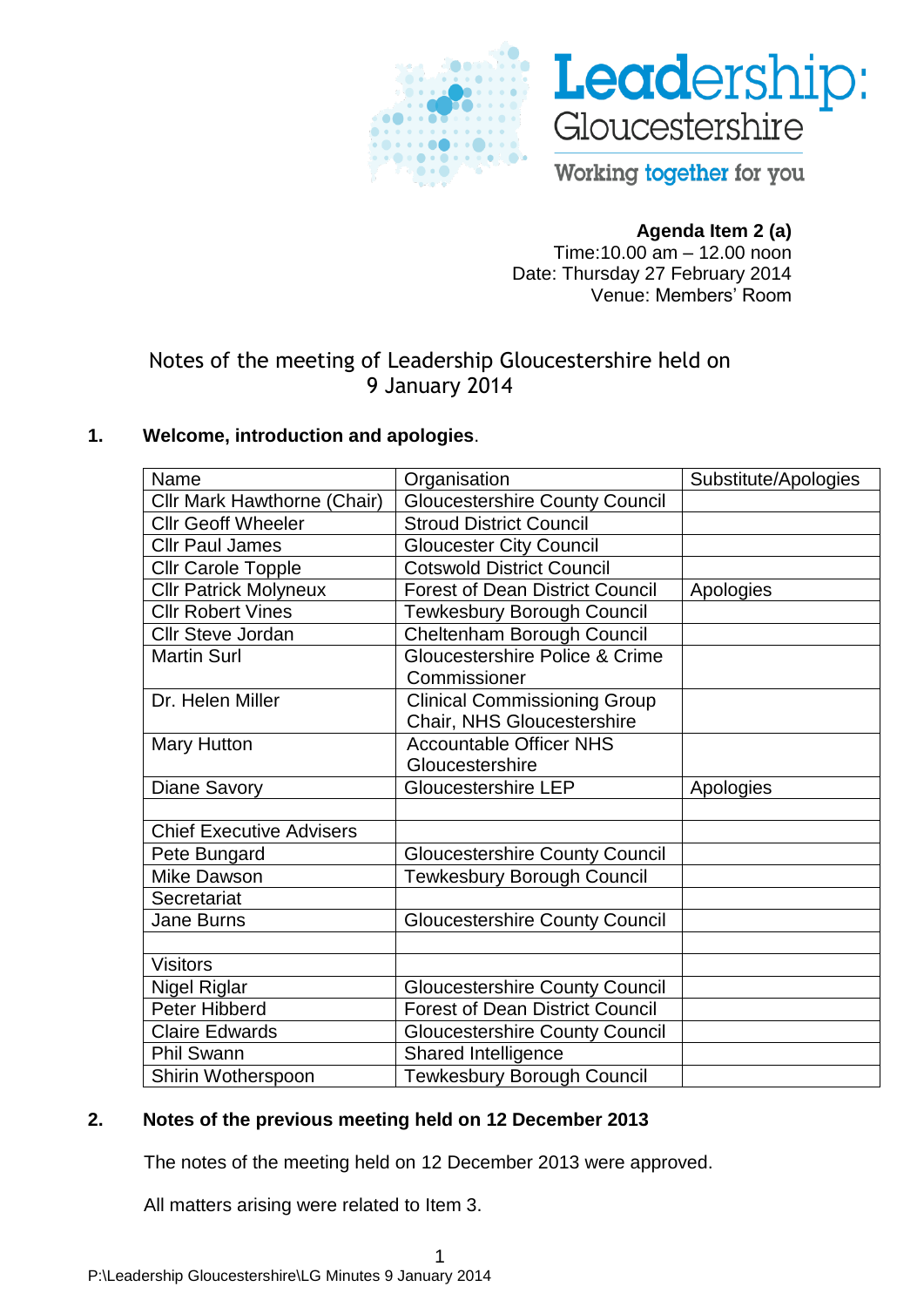Leadership: Gloucestershire

Working together for you

**Agenda Item 2 (a)**
Time:10.00 am – 12.00 noon
Date: Thursday 27 February 2014
Venue: Members' Room

# Notes of the meeting of Leadership Gloucestershire held on 9 January 2014

## 1. Welcome, introduction and apologies.

| Name | Organisation | Substitute/Apologies |
|---|---|---|
| Cllr Mark Hawthorne (Chair) | Gloucestershire County Council | |
| Cllr Geoff Wheeler | Stroud District Council | |
| Cllr Paul James | Gloucester City Council | |
| Cllr Carole Topple | Cotswold District Council | |
| Cllr Patrick Molyneux | Forest of Dean District Council | Apologies |
| Cllr Robert Vines | Tewkesbury Borough Council | |
| Cllr Steve Jordan | Cheltenham Borough Council | |
| Martin Surl | Gloucestershire Police & Crime Commissioner | |
| Dr. Helen Miller | Clinical Commissioning Group Chair, NHS Gloucestershire | |
| Mary Hutton | Accountable Officer NHS Gloucestershire | |
| Diane Savory | Gloucestershire LEP | Apologies |
| | | |
| Chief Executive Advisers | | |
| Pete Bungard | Gloucestershire County Council | |
| Mike Dawson | Tewkesbury Borough Council | |
| Secretariat | | |
| Jane Burns | Gloucestershire County Council | |
| | | |
| Visitors | | |
| Nigel Riglar | Gloucestershire County Council | |
| Peter Hibberd | Forest of Dean District Council | |
| Claire Edwards | Gloucestershire County Council | |
| Phil Swann | Shared Intelligence | |
| Shirin Wotherspoon | Tewkesbury Borough Council | |

## 2. Notes of the previous meeting held on 12 December 2013

The notes of the meeting held on 12 December 2013 were approved.

All matters arising were related to Item 3.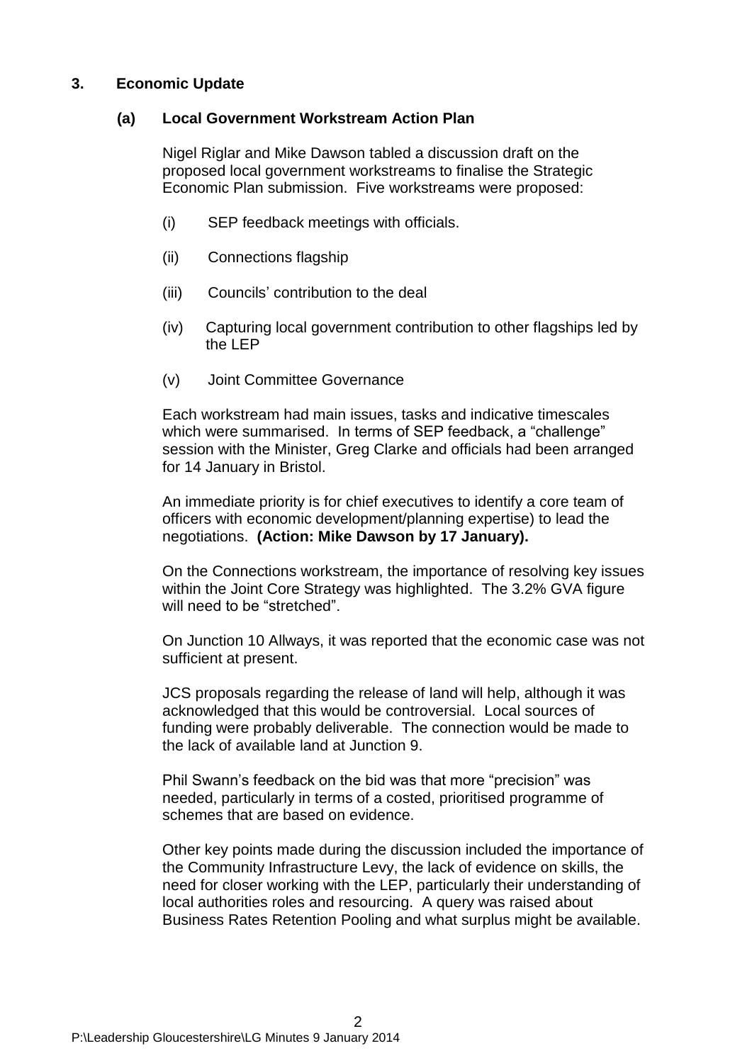## 3. Economic Update

### (a) Local Government Workstream Action Plan

Nigel Riglar and Mike Dawson tabled a discussion draft on the proposed local government workstreams to finalise the Strategic Economic Plan submission. Five workstreams were proposed:

(i) SEP feedback meetings with officials.

(ii) Connections flagship

(iii) Councils' contribution to the deal

(iv) Capturing local government contribution to other flagships led by the LEP

(v) Joint Committee Governance

Each workstream had main issues, tasks and indicative timescales which were summarised. In terms of SEP feedback, a "challenge" session with the Minister, Greg Clarke and officials had been arranged for 14 January in Bristol.

An immediate priority is for chief executives to identify a core team of officers with economic development/planning expertise) to lead the negotiations. **(Action: Mike Dawson by 17 January).**

On the Connections workstream, the importance of resolving key issues within the Joint Core Strategy was highlighted. The 3.2% GVA figure will need to be "stretched".

On Junction 10 Allways, it was reported that the economic case was not sufficient at present.

JCS proposals regarding the release of land will help, although it was acknowledged that this would be controversial. Local sources of funding were probably deliverable. The connection would be made to the lack of available land at Junction 9.

Phil Swann's feedback on the bid was that more "precision" was needed, particularly in terms of a costed, prioritised programme of schemes that are based on evidence.

Other key points made during the discussion included the importance of the Community Infrastructure Levy, the lack of evidence on skills, the need for closer working with the LEP, particularly their understanding of local authorities roles and resourcing. A query was raised about Business Rates Retention Pooling and what surplus might be available.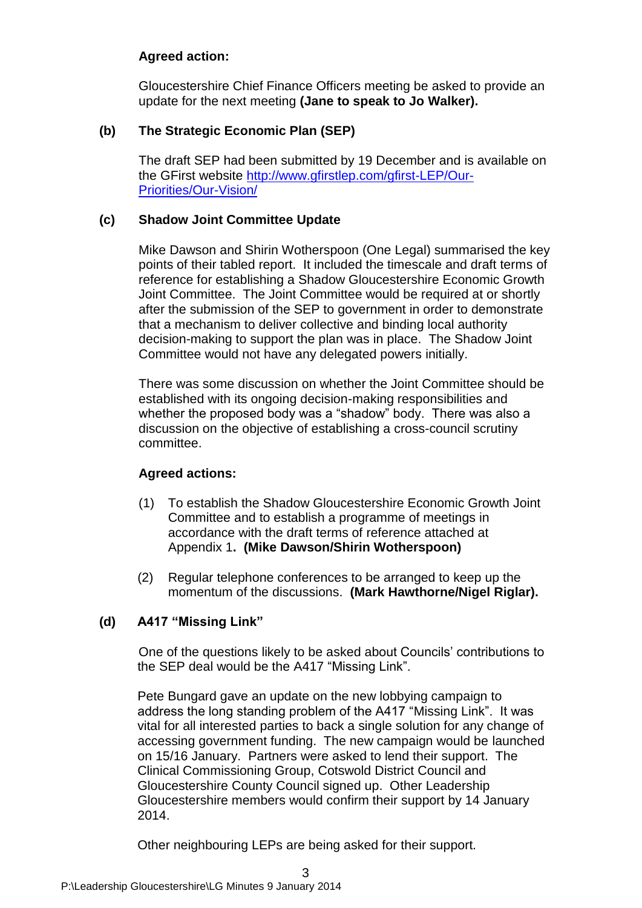**Agreed action:**

Gloucestershire Chief Finance Officers meeting be asked to provide an update for the next meeting **(Jane to speak to Jo Walker).**

**(b) The Strategic Economic Plan (SEP)**

The draft SEP had been submitted by 19 December and is available on the GFirst website [http://www.gfirstlep.com/gfirst-LEP/Our-Priorities/Our-Vision/](http://www.gfirstlep.com/gfirst-LEP/Our-Priorities/Our-Vision/)

**(c) Shadow Joint Committee Update**

Mike Dawson and Shirin Wotherspoon (One Legal) summarised the key points of their tabled report. It included the timescale and draft terms of reference for establishing a Shadow Gloucestershire Economic Growth Joint Committee. The Joint Committee would be required at or shortly after the submission of the SEP to government in order to demonstrate that a mechanism to deliver collective and binding local authority decision-making to support the plan was in place. The Shadow Joint Committee would not have any delegated powers initially.

There was some discussion on whether the Joint Committee should be established with its ongoing decision-making responsibilities and whether the proposed body was a "shadow" body. There was also a discussion on the objective of establishing a cross-council scrutiny committee.

**Agreed actions:**

(1) To establish the Shadow Gloucestershire Economic Growth Joint Committee and to establish a programme of meetings in accordance with the draft terms of reference attached at Appendix 1**. (Mike Dawson/Shirin Wotherspoon)**

(2) Regular telephone conferences to be arranged to keep up the momentum of the discussions. **(Mark Hawthorne/Nigel Riglar).**

**(d) A417 "Missing Link"**

One of the questions likely to be asked about Councils' contributions to the SEP deal would be the A417 "Missing Link".

Pete Bungard gave an update on the new lobbying campaign to address the long standing problem of the A417 "Missing Link". It was vital for all interested parties to back a single solution for any change of accessing government funding. The new campaign would be launched on 15/16 January. Partners were asked to lend their support. The Clinical Commissioning Group, Cotswold District Council and Gloucestershire County Council signed up. Other Leadership Gloucestershire members would confirm their support by 14 January 2014.

Other neighbouring LEPs are being asked for their support.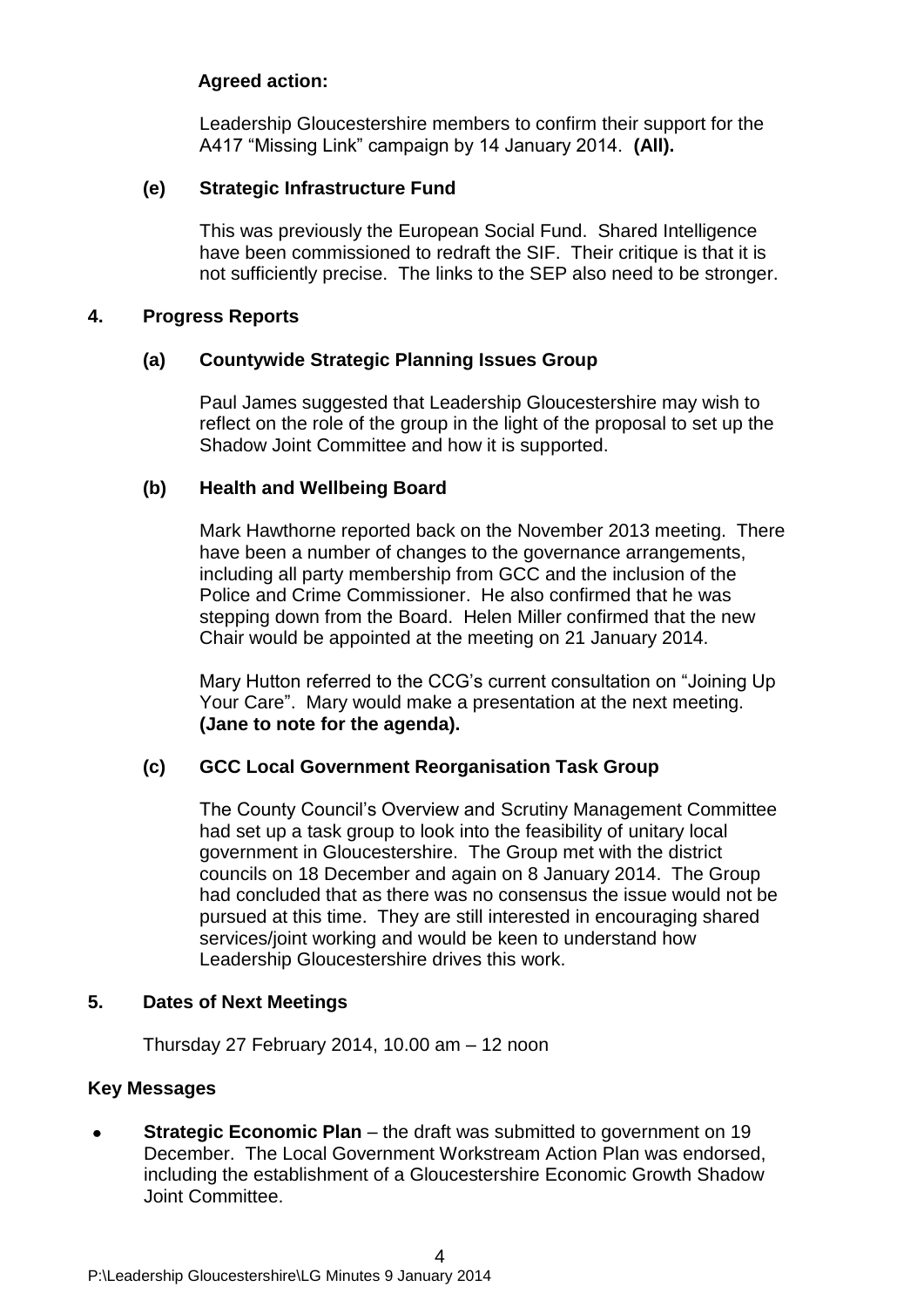**Agreed action:**

Leadership Gloucestershire members to confirm their support for the A417 "Missing Link" campaign by 14 January 2014. **(All).**

### (e) Strategic Infrastructure Fund

This was previously the European Social Fund. Shared Intelligence have been commissioned to redraft the SIF. Their critique is that it is not sufficiently precise. The links to the SEP also need to be stronger.

## 4. Progress Reports

### (a) Countywide Strategic Planning Issues Group

Paul James suggested that Leadership Gloucestershire may wish to reflect on the role of the group in the light of the proposal to set up the Shadow Joint Committee and how it is supported.

### (b) Health and Wellbeing Board

Mark Hawthorne reported back on the November 2013 meeting. There have been a number of changes to the governance arrangements, including all party membership from GCC and the inclusion of the Police and Crime Commissioner. He also confirmed that he was stepping down from the Board. Helen Miller confirmed that the new Chair would be appointed at the meeting on 21 January 2014.

Mary Hutton referred to the CCG's current consultation on "Joining Up Your Care". Mary would make a presentation at the next meeting. **(Jane to note for the agenda).**

### (c) GCC Local Government Reorganisation Task Group

The County Council's Overview and Scrutiny Management Committee had set up a task group to look into the feasibility of unitary local government in Gloucestershire. The Group met with the district councils on 18 December and again on 8 January 2014. The Group had concluded that as there was no consensus the issue would not be pursued at this time. They are still interested in encouraging shared services/joint working and would be keen to understand how Leadership Gloucestershire drives this work.

## 5. Dates of Next Meetings

Thursday 27 February 2014, 10.00 am – 12 noon

## Key Messages

- **Strategic Economic Plan** – the draft was submitted to government on 19 December. The Local Government Workstream Action Plan was endorsed, including the establishment of a Gloucestershire Economic Growth Shadow Joint Committee.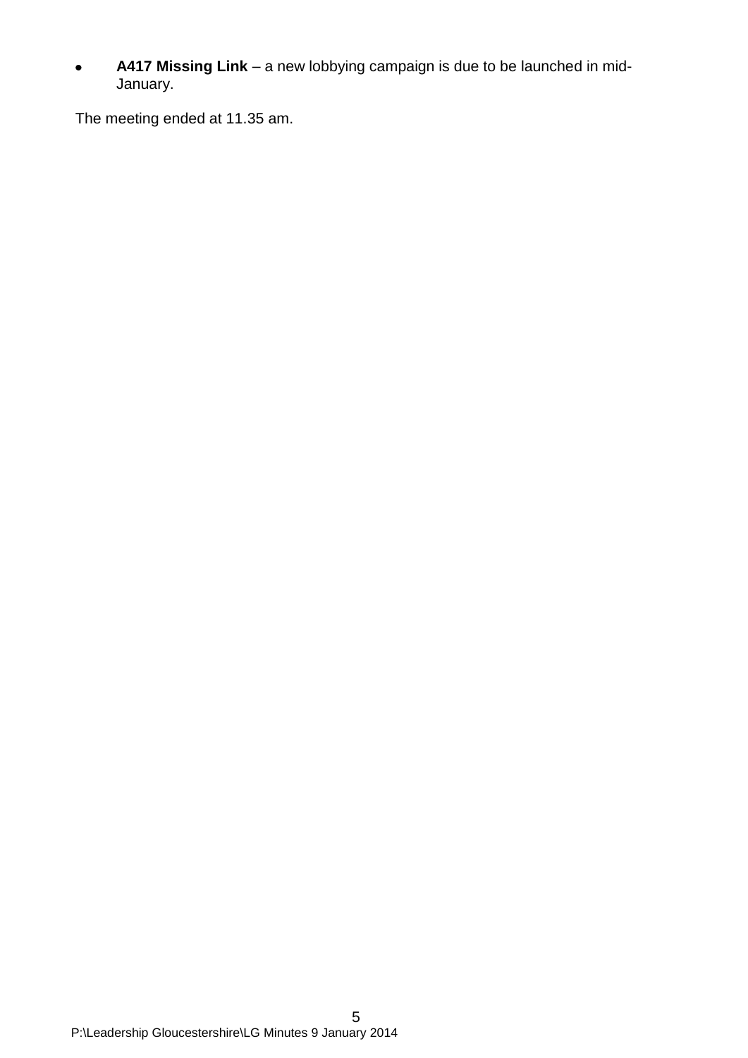- **A417 Missing Link** – a new lobbying campaign is due to be launched in mid-January.

The meeting ended at 11.35 am.